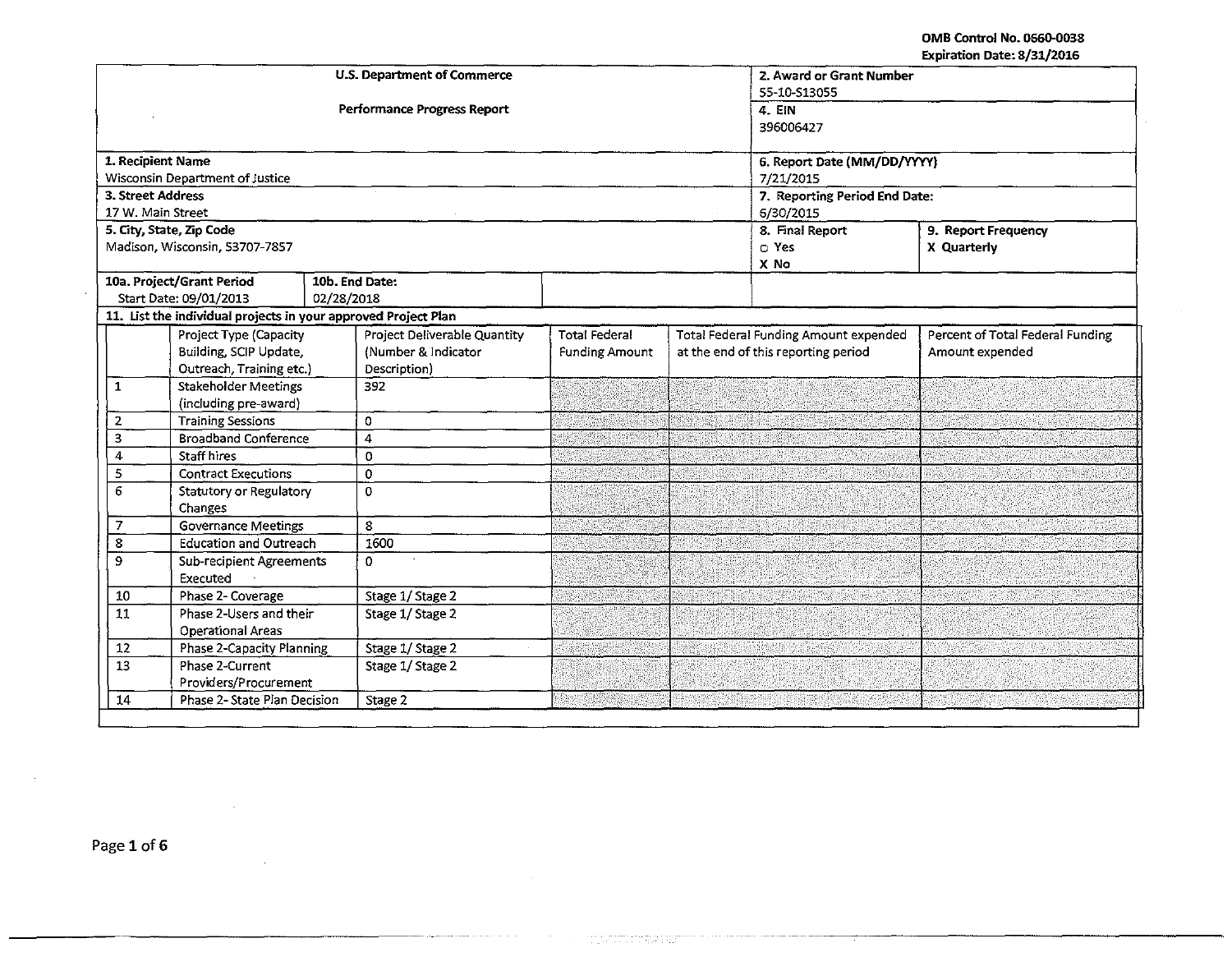OMB Control No. 0660-0038
Expiration Date: 8/31/2016

| U.S. Department of Commerce<br><br>Performance Progress Report | 2. Award or Grant Number<br>55-10-S13055<br>4. EIN<br>396006427 | |
|---|---|---|
| 1. Recipient Name<br>Wisconsin Department of Justice | 6. Report Date (MM/DD/YYYY)<br>7/21/2015 | |
| 3. Street Address<br>17 W. Main Street | 7. Reporting Period End Date:<br>6/30/2015 | |
| 5. City, State, Zip Code<br>Madison, Wisconsin, 53707-7857 | 8. Final Report<br>☐ Yes<br>X No | 9. Report Frequency<br>X Quarterly |
| 10a. Project/Grant Period<br>Start Date: 09/01/2013 | 10b. End Date:<br>02/28/2018 | |

**11. List the individual projects in your approved Project Plan**

| | Project Type (Capacity Building, SCIP Update, Outreach, Training etc.) | Project Deliverable Quantity (Number & Indicator Description) | Total Federal Funding Amount | Total Federal Funding Amount expended at the end of this reporting period | Percent of Total Federal Funding Amount expended |
|---|---|---|---|---|---|
| 1 | Stakeholder Meetings (including pre-award) | 392 | | | |
| 2 | Training Sessions | 0 | | | |
| 3 | Broadband Conference | 4 | | | |
| 4 | Staff hires | 0 | | | |
| 5 | Contract Executions | 0 | | | |
| 6 | Statutory or Regulatory Changes | 0 | | | |
| 7 | Governance Meetings | 8 | | | |
| 8 | Education and Outreach | 1600 | | | |
| 9 | Sub-recipient Agreements Executed | 0 | | | |
| 10 | Phase 2- Coverage | Stage 1/ Stage 2 | | | |
| 11 | Phase 2-Users and their Operational Areas | Stage 1/ Stage 2 | | | |
| 12 | Phase 2-Capacity Planning | Stage 1/ Stage 2 | | | |
| 13 | Phase 2-Current Providers/Procurement | Stage 1/ Stage 2 | | | |
| 14 | Phase 2- State Plan Decision | Stage 2 | | | |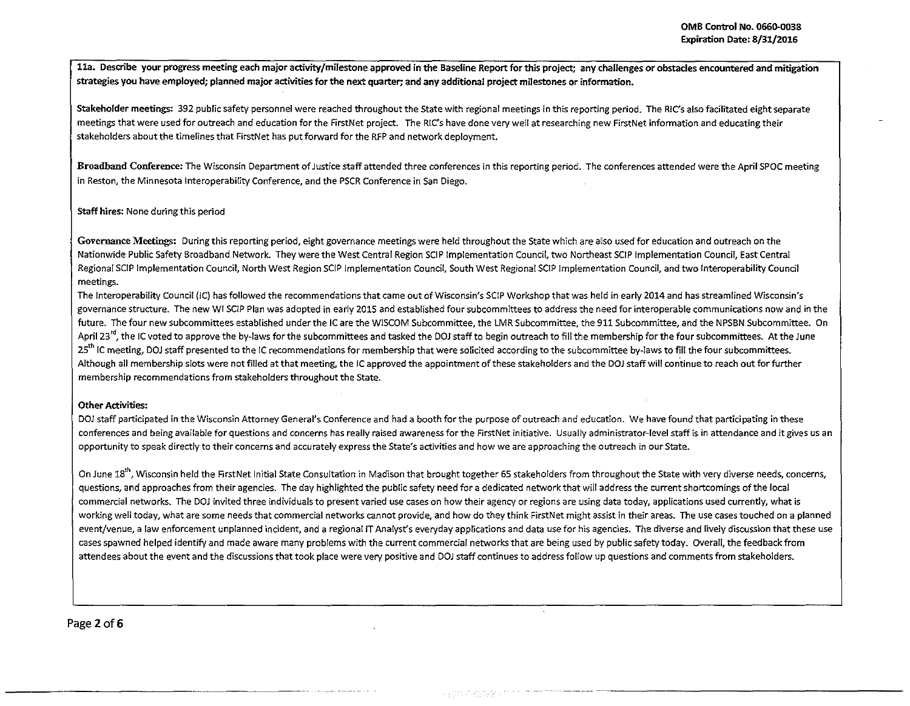**11a. Describe your progress meeting each major activity/milestone approved in the Baseline Report for this project; any challenges or obstacles encountered and mitigation strategies you have employed; planned major activities for the next quarter; and any additional project milestones or information.**

**Stakeholder meetings:** 392 public safety personnel were reached throughout the State with regional meetings in this reporting period. The RIC's also facilitated eight separate meetings that were used for outreach and education for the FirstNet project. The RIC's have done very well at researching new FirstNet information and educating their stakeholders about the timelines that FirstNet has put forward for the RFP and network deployment.

**Broadband Conference:** The Wisconsin Department of Justice staff attended three conferences in this reporting period. The conferences attended were the April SPOC meeting in Reston, the Minnesota Interoperability Conference, and the PSCR Conference in San Diego.

**Staff hires:** None during this period

**Governance Meetings:** During this reporting period, eight governance meetings were held throughout the State which are also used for education and outreach on the Nationwide Public Safety Broadband Network. They were the West Central Region SCIP Implementation Council, two Northeast SCIP Implementation Council, East Central Regional SCIP Implementation Council, North West Region SCIP Implementation Council, South West Regional SCIP Implementation Council, and two Interoperability Council meetings.

The Interoperability Council (IC) has followed the recommendations that came out of Wisconsin's SCIP Workshop that was held in early 2014 and has streamlined Wisconsin's governance structure. The new WI SCIP Plan was adopted in early 2015 and established four subcommittees to address the need for interoperable communications now and in the future. The four new subcommittees established under the IC are the WISCOM Subcommittee, the LMR Subcommittee, the 911 Subcommittee, and the NPSBN Subcommittee. On April 23rd, the IC voted to approve the by-laws for the subcommittees and tasked the DOJ staff to begin outreach to fill the membership for the four subcommittees. At the June 25th IC meeting, DOJ staff presented to the IC recommendations for membership that were solicited according to the subcommittee by-laws to fill the four subcommittees. Although all membership slots were not filled at that meeting, the IC approved the appointment of these stakeholders and the DOJ staff will continue to reach out for further membership recommendations from stakeholders throughout the State.

**Other Activities:**

DOJ staff participated in the Wisconsin Attorney General's Conference and had a booth for the purpose of outreach and education. We have found that participating in these conferences and being available for questions and concerns has really raised awareness for the FirstNet initiative. Usually administrator-level staff is in attendance and it gives us an opportunity to speak directly to their concerns and accurately express the State's activities and how we are approaching the outreach in our State.

On June 18th, Wisconsin held the FirstNet Initial State Consultation in Madison that brought together 65 stakeholders from throughout the State with very diverse needs, concerns, questions, and approaches from their agencies. The day highlighted the public safety need for a dedicated network that will address the current shortcomings of the local commercial networks. The DOJ invited three individuals to present varied use cases on how their agency or regions are using data today, applications used currently, what is working well today, what are some needs that commercial networks cannot provide, and how do they think FirstNet might assist in their areas. The use cases touched on a planned event/venue, a law enforcement unplanned incident, and a regional IT Analyst's everyday applications and data use for his agencies. The diverse and lively discussion that these use cases spawned helped identify and made aware many problems with the current commercial networks that are being used by public safety today. Overall, the feedback from attendees about the event and the discussions that took place were very positive and DOJ staff continues to address follow up questions and comments from stakeholders.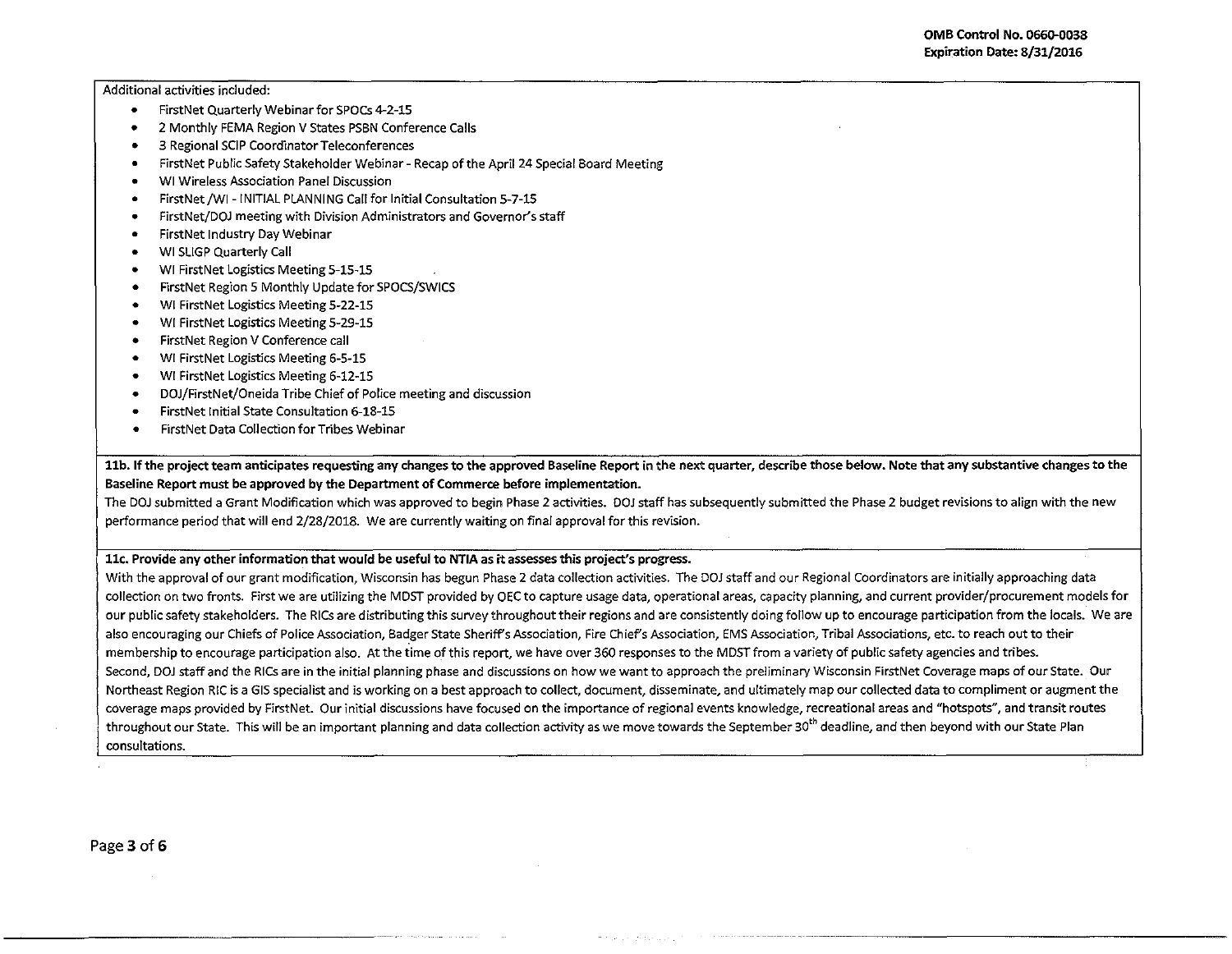Additional activities included:

- FirstNet Quarterly Webinar for SPOCs 4-2-15
- 2 Monthly FEMA Region V States PSBN Conference Calls
- 3 Regional SCIP Coordinator Teleconferences
- FirstNet Public Safety Stakeholder Webinar - Recap of the April 24 Special Board Meeting
- WI Wireless Association Panel Discussion
- FirstNet /WI - INITIAL PLANNING Call for Initial Consultation 5-7-15
- FirstNet/DOJ meeting with Division Administrators and Governor's staff
- FirstNet Industry Day Webinar
- WI SLIGP Quarterly Call
- WI FirstNet Logistics Meeting 5-15-15
- FirstNet Region 5 Monthly Update for SPOCS/SWICS
- WI FirstNet Logistics Meeting 5-22-15
- WI FirstNet Logistics Meeting 5-29-15
- FirstNet Region V Conference call
- WI FirstNet Logistics Meeting 6-5-15
- WI FirstNet Logistics Meeting 6-12-15
- DOJ/FirstNet/Oneida Tribe Chief of Police meeting and discussion
- FirstNet Initial State Consultation 6-18-15
- FirstNet Data Collection for Tribes Webinar

**11b. If the project team anticipates requesting any changes to the approved Baseline Report in the next quarter, describe those below. Note that any substantive changes to the Baseline Report must be approved by the Department of Commerce before implementation.**

The DOJ submitted a Grant Modification which was approved to begin Phase 2 activities. DOJ staff has subsequently submitted the Phase 2 budget revisions to align with the new performance period that will end 2/28/2018. We are currently waiting on final approval for this revision.

**11c. Provide any other information that would be useful to NTIA as it assesses this project's progress.**

With the approval of our grant modification, Wisconsin has begun Phase 2 data collection activities. The DOJ staff and our Regional Coordinators are initially approaching data collection on two fronts. First we are utilizing the MDST provided by OEC to capture usage data, operational areas, capacity planning, and current provider/procurement models for our public safety stakeholders. The RICs are distributing this survey throughout their regions and are consistently doing follow up to encourage participation from the locals. We are also encouraging our Chiefs of Police Association, Badger State Sheriff's Association, Fire Chief's Association, EMS Association, Tribal Associations, etc. to reach out to their membership to encourage participation also. At the time of this report, we have over 360 responses to the MDST from a variety of public safety agencies and tribes.

Second, DOJ staff and the RICs are in the initial planning phase and discussions on how we want to approach the preliminary Wisconsin FirstNet Coverage maps of our State. Our Northeast Region RIC is a GIS specialist and is working on a best approach to collect, document, disseminate, and ultimately map our collected data to compliment or augment the coverage maps provided by FirstNet. Our initial discussions have focused on the importance of regional events knowledge, recreational areas and "hotspots", and transit routes throughout our State. This will be an important planning and data collection activity as we move towards the September 30th deadline, and then beyond with our State Plan consultations.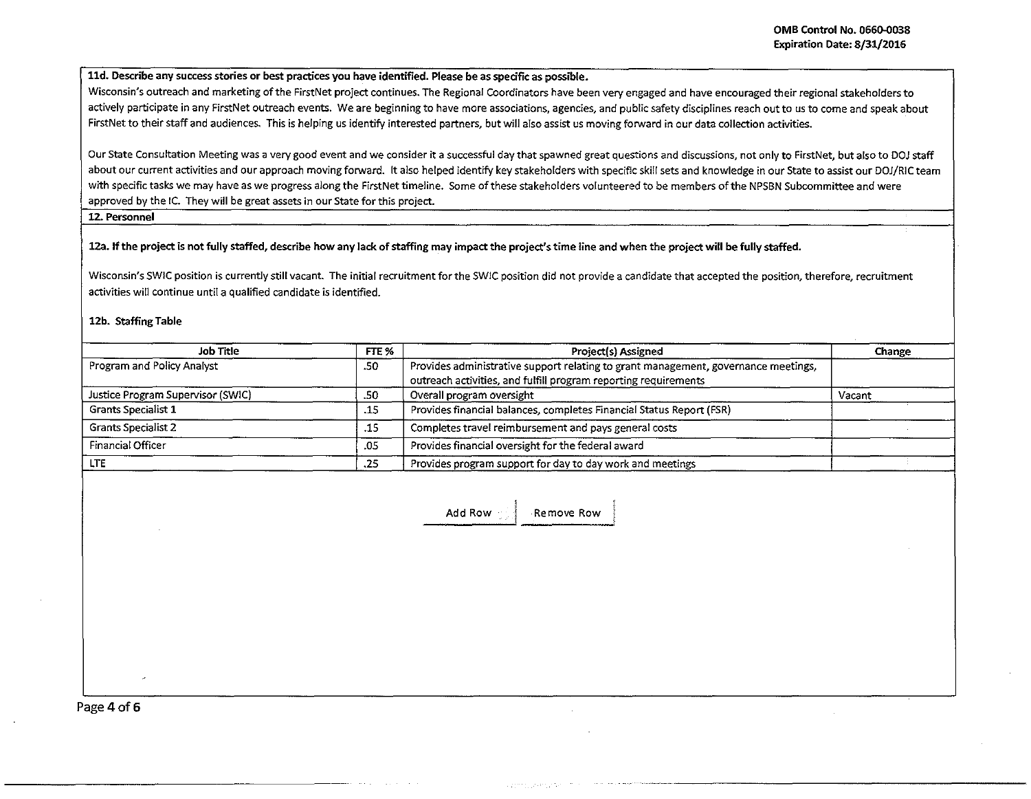**11d. Describe any success stories or best practices you have identified. Please be as specific as possible.**

Wisconsin's outreach and marketing of the FirstNet project continues. The Regional Coordinators have been very engaged and have encouraged their regional stakeholders to actively participate in any FirstNet outreach events. We are beginning to have more associations, agencies, and public safety disciplines reach out to us to come and speak about FirstNet to their staff and audiences. This is helping us identify interested partners, but will also assist us moving forward in our data collection activities.

Our State Consultation Meeting was a very good event and we consider it a successful day that spawned great questions and discussions, not only to FirstNet, but also to DOJ staff about our current activities and our approach moving forward. It also helped identify key stakeholders with specific skill sets and knowledge in our State to assist our DOJ/RIC team with specific tasks we may have as we progress along the FirstNet timeline. Some of these stakeholders volunteered to be members of the NPSBN Subcommittee and were approved by the IC. They will be great assets in our State for this project.

## 12. Personnel

**12a. If the project is not fully staffed, describe how any lack of staffing may impact the project's time line and when the project will be fully staffed.**

Wisconsin's SWIC position is currently still vacant. The initial recruitment for the SWIC position did not provide a candidate that accepted the position, therefore, recruitment activities will continue until a qualified candidate is identified.

**12b. Staffing Table**

| Job Title | FTE % | Project(s) Assigned | Change |
|---|---|---|---|
| Program and Policy Analyst | .50 | Provides administrative support relating to grant management, governance meetings, outreach activities, and fulfill program reporting requirements | |
| Justice Program Supervisor (SWIC) | .50 | Overall program oversight | Vacant |
| Grants Specialist 1 | .15 | Provides financial balances, completes Financial Status Report (FSR) | |
| Grants Specialist 2 | .15 | Completes travel reimbursement and pays general costs | |
| Financial Officer | .05 | Provides financial oversight for the federal award | |
| LTE | .25 | Provides program support for day to day work and meetings | |

Add Row | Remove Row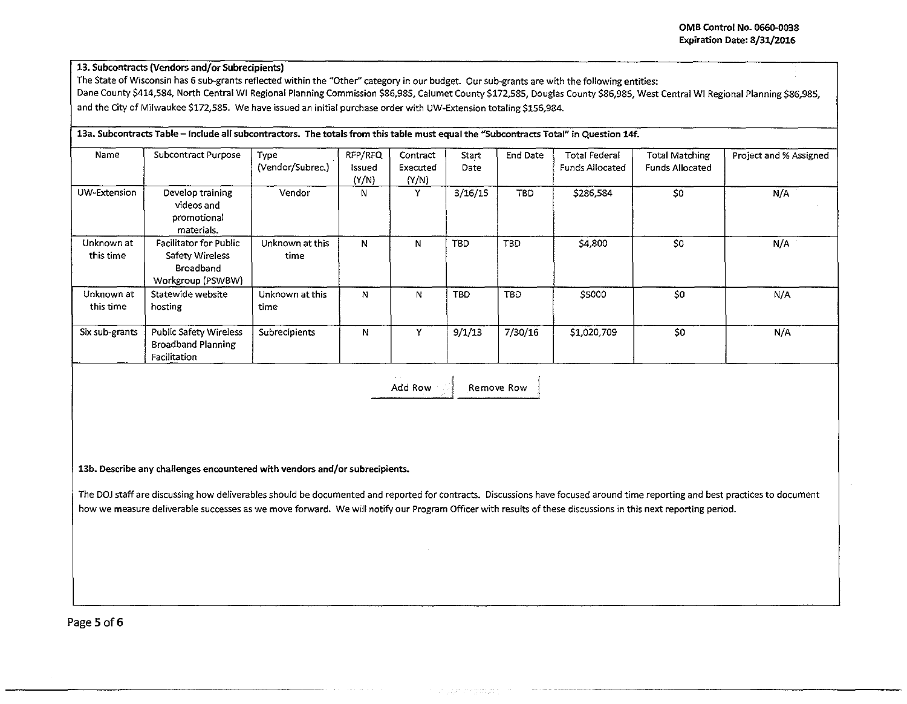**13. Subcontracts (Vendors and/or Subrecipients)**

The State of Wisconsin has 6 sub-grants reflected within the "Other" category in our budget. Our sub-grants are with the following entities: Dane County $414,584, North Central WI Regional Planning Commission $86,985, Calumet County $172,585, Douglas County $86,985, West Central WI Regional Planning $86,985, and the City of Milwaukee $172,585. We have issued an initial purchase order with UW-Extension totaling $156,984.

**13a. Subcontracts Table – Include all subcontractors. The totals from this table must equal the "Subcontracts Total" in Question 14f.**

| Name | Subcontract Purpose | Type (Vendor/Subrec.) | RFP/RFQ Issued (Y/N) | Contract Executed (Y/N) | Start Date | End Date | Total Federal Funds Allocated | Total Matching Funds Allocated | Project and % Assigned |
|---|---|---|---|---|---|---|---|---|---|
| UW-Extension | Develop training videos and promotional materials. | Vendor | N | Y | 3/16/15 | TBD | $286,584 | $0 | N/A |
| Unknown at this time | Facilitator for Public Safety Wireless Broadband Workgroup (PSWBW) | Unknown at this time | N | N | TBD | TBD | $4,800 | $0 | N/A |
| Unknown at this time | Statewide website hosting | Unknown at this time | N | N | TBD | TBD | $5000 | $0 | N/A |
| Six sub-grants | Public Safety Wireless Broadband Planning Facilitation | Subrecipients | N | Y | 9/1/13 | 7/30/16 | $1,020,709 | $0 | N/A |

**13b. Describe any challenges encountered with vendors and/or subrecipients.**

The DOJ staff are discussing how deliverables should be documented and reported for contracts. Discussions have focused around time reporting and best practices to document how we measure deliverable successes as we move forward. We will notify our Program Officer with results of these discussions in this next reporting period.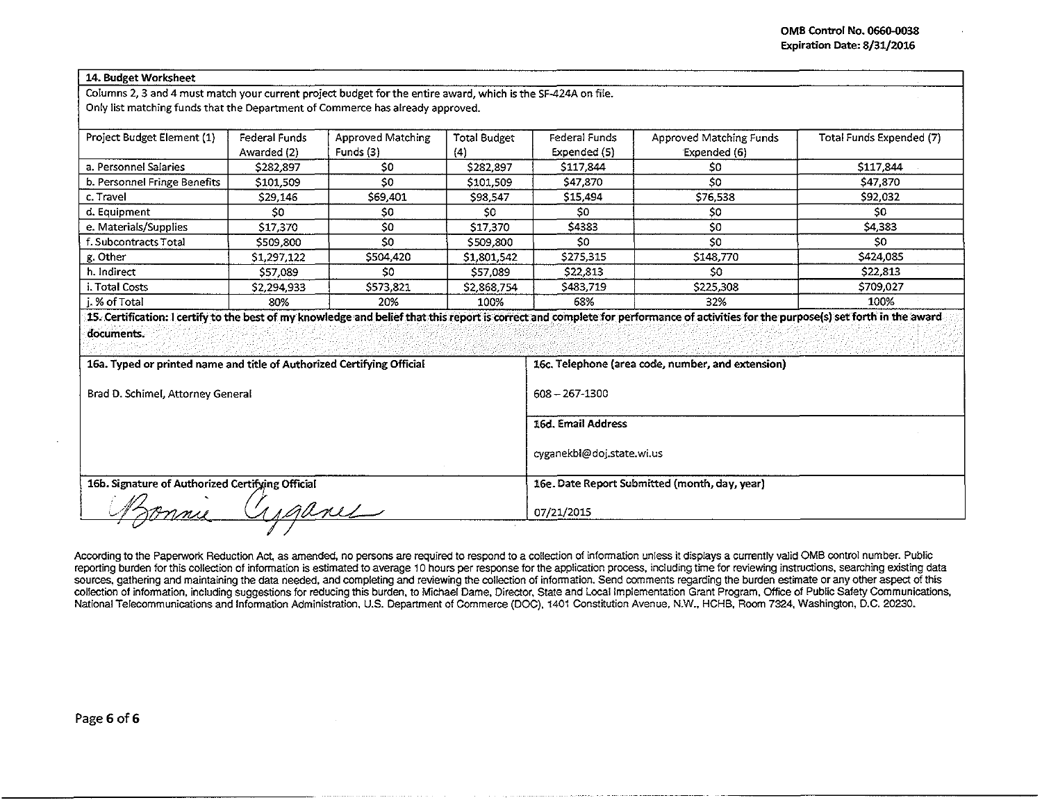OMB Control No. 0660-0038
Expiration Date: 8/31/2016

**14. Budget Worksheet**

Columns 2, 3 and 4 must match your current project budget for the entire award, which is the SF-424A on file.
Only list matching funds that the Department of Commerce has already approved.

| Project Budget Element (1) | Federal Funds Awarded (2) | Approved Matching Funds (3) | Total Budget (4) | Federal Funds Expended (5) | Approved Matching Funds Expended (6) | Total Funds Expended (7) |
|---|---|---|---|---|---|---|
| a. Personnel Salaries | $282,897 | $0 | $282,897 | $117,844 | $0 | $117,844 |
| b. Personnel Fringe Benefits | $101,509 | $0 | $101,509 | $47,870 | $0 | $47,870 |
| c. Travel | $29,146 | $69,401 | $98,547 | $15,494 | $76,538 | $92,032 |
| d. Equipment | $0 | $0 | $0 | $0 | $0 | $0 |
| e. Materials/Supplies | $17,370 | $0 | $17,370 | $4383 | $0 | $4,383 |
| f. Subcontracts Total | $509,800 | $0 | $509,800 | $0 | $0 | $0 |
| g. Other | $1,297,122 | $504,420 | $1,801,542 | $275,315 | $148,770 | $424,085 |
| h. Indirect | $57,089 | $0 | $57,089 | $22,813 | $0 | $22,813 |
| i. Total Costs | $2,294,933 | $573,821 | $2,868,754 | $483,719 | $225,308 | $709,027 |
| j. % of Total | 80% | 20% | 100% | 68% | 32% | 100% |

**15. Certification: I certify to the best of my knowledge and belief that this report is correct and complete for performance of activities for the purpose(s) set forth in the award documents.**

**16a. Typed or printed name and title of Authorized Certifying Official**

Brad D. Schimel, Attorney General

**16b. Signature of Authorized Certifying Official**

Bonnie Cyganek

**16c. Telephone (area code, number, and extension)**

608 – 267-1300

**16d. Email Address**

cyganekbl@doj.state.wi.us

**16e. Date Report Submitted (month, day, year)**

07/21/2015

According to the Paperwork Reduction Act, as amended, no persons are required to respond to a collection of information unless it displays a currently valid OMB control number. Public reporting burden for this collection of information is estimated to average 10 hours per response for the application process, including time for reviewing instructions, searching existing data sources, gathering and maintaining the data needed, and completing and reviewing the collection of information. Send comments regarding the burden estimate or any other aspect of this collection of information, including suggestions for reducing this burden, to Michael Dame, Director, State and Local Implementation Grant Program, Office of Public Safety Communications, National Telecommunications and Information Administration, U.S. Department of Commerce (DOC), 1401 Constitution Avenue, N.W., HCHB, Room 7324, Washington, D.C. 20230.